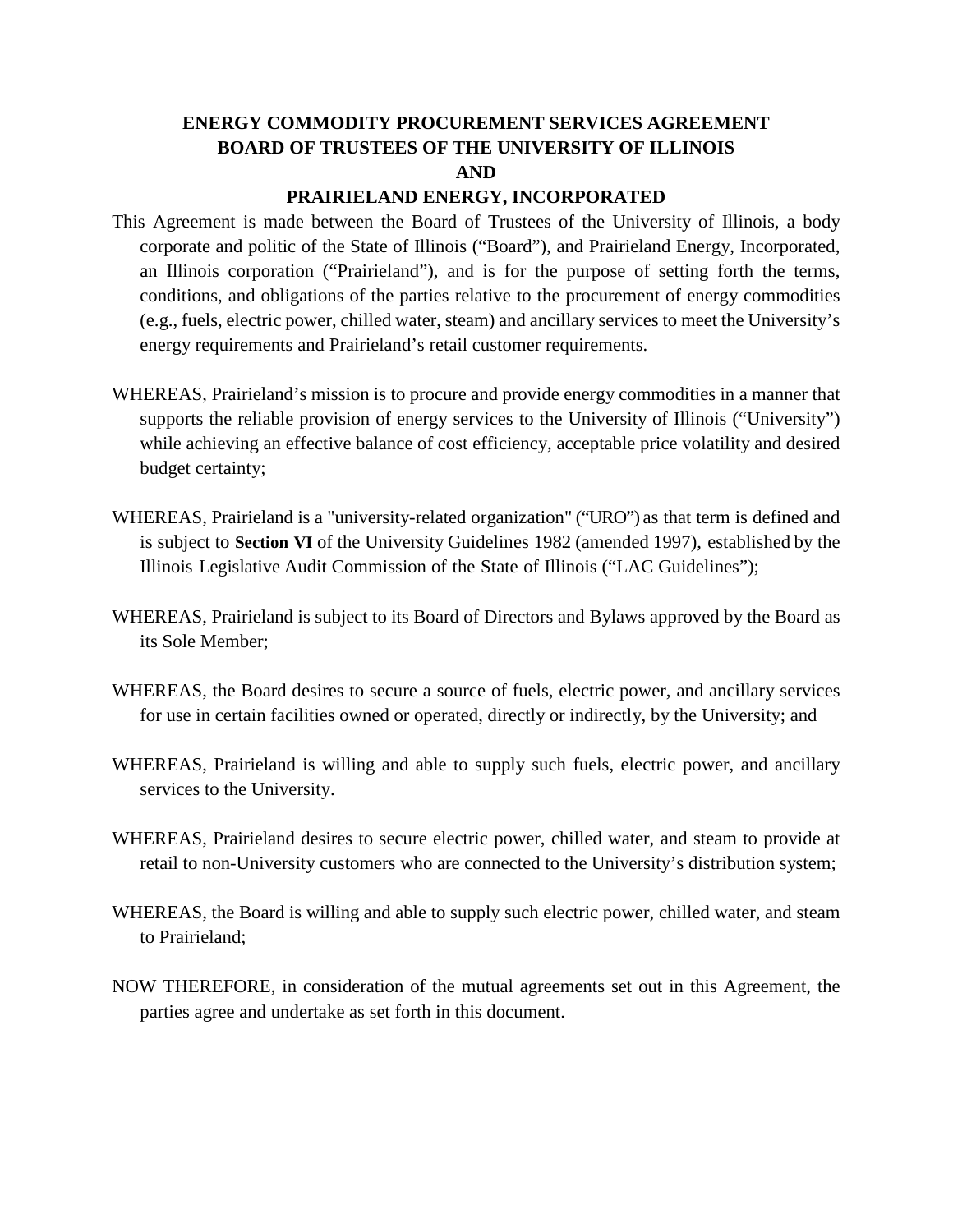# ENERGY COMMODITY PROCUREMENT SERVICES AGREEMENT
# BOARD OF TRUSTEES OF THE UNIVERSITY OF ILLINOIS
# AND
# PRAIRIELAND ENERGY, INCORPORATED

This Agreement is made between the Board of Trustees of the University of Illinois, a body corporate and politic of the State of Illinois ("Board"), and Prairieland Energy, Incorporated, an Illinois corporation ("Prairieland"), and is for the purpose of setting forth the terms, conditions, and obligations of the parties relative to the procurement of energy commodities (e.g., fuels, electric power, chilled water, steam) and ancillary services to meet the University's energy requirements and Prairieland's retail customer requirements.

WHEREAS, Prairieland's mission is to procure and provide energy commodities in a manner that supports the reliable provision of energy services to the University of Illinois ("University") while achieving an effective balance of cost efficiency, acceptable price volatility and desired budget certainty;

WHEREAS, Prairieland is a "university-related organization" ("URO") as that term is defined and is subject to **Section VI** of the University Guidelines 1982 (amended 1997), established by the Illinois Legislative Audit Commission of the State of Illinois ("LAC Guidelines");

WHEREAS, Prairieland is subject to its Board of Directors and Bylaws approved by the Board as its Sole Member;

WHEREAS, the Board desires to secure a source of fuels, electric power, and ancillary services for use in certain facilities owned or operated, directly or indirectly, by the University; and

WHEREAS, Prairieland is willing and able to supply such fuels, electric power, and ancillary services to the University.

WHEREAS, Prairieland desires to secure electric power, chilled water, and steam to provide at retail to non-University customers who are connected to the University's distribution system;

WHEREAS, the Board is willing and able to supply such electric power, chilled water, and steam to Prairieland;

NOW THEREFORE, in consideration of the mutual agreements set out in this Agreement, the parties agree and undertake as set forth in this document.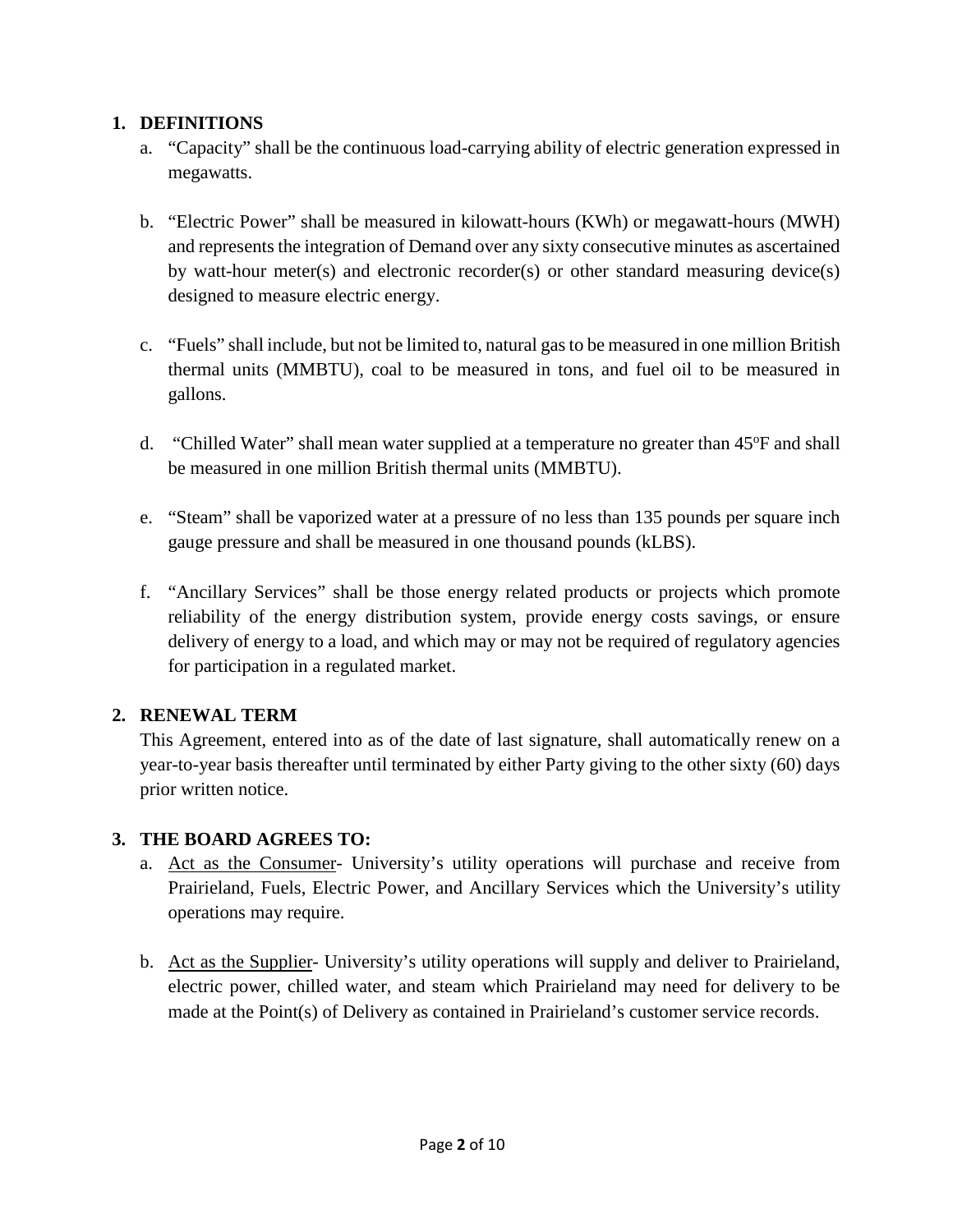## 1. DEFINITIONS

a. "Capacity" shall be the continuous load-carrying ability of electric generation expressed in megawatts.

b. "Electric Power" shall be measured in kilowatt-hours (KWh) or megawatt-hours (MWH) and represents the integration of Demand over any sixty consecutive minutes as ascertained by watt-hour meter(s) and electronic recorder(s) or other standard measuring device(s) designed to measure electric energy.

c. "Fuels" shall include, but not be limited to, natural gas to be measured in one million British thermal units (MMBTU), coal to be measured in tons, and fuel oil to be measured in gallons.

d. "Chilled Water" shall mean water supplied at a temperature no greater than 45°F and shall be measured in one million British thermal units (MMBTU).

e. "Steam" shall be vaporized water at a pressure of no less than 135 pounds per square inch gauge pressure and shall be measured in one thousand pounds (kLBS).

f. "Ancillary Services" shall be those energy related products or projects which promote reliability of the energy distribution system, provide energy costs savings, or ensure delivery of energy to a load, and which may or may not be required of regulatory agencies for participation in a regulated market.

## 2. RENEWAL TERM

This Agreement, entered into as of the date of last signature, shall automatically renew on a year-to-year basis thereafter until terminated by either Party giving to the other sixty (60) days prior written notice.

## 3. THE BOARD AGREES TO:

a. Act as the Consumer- University's utility operations will purchase and receive from Prairieland, Fuels, Electric Power, and Ancillary Services which the University's utility operations may require.

b. Act as the Supplier- University's utility operations will supply and deliver to Prairieland, electric power, chilled water, and steam which Prairieland may need for delivery to be made at the Point(s) of Delivery as contained in Prairieland's customer service records.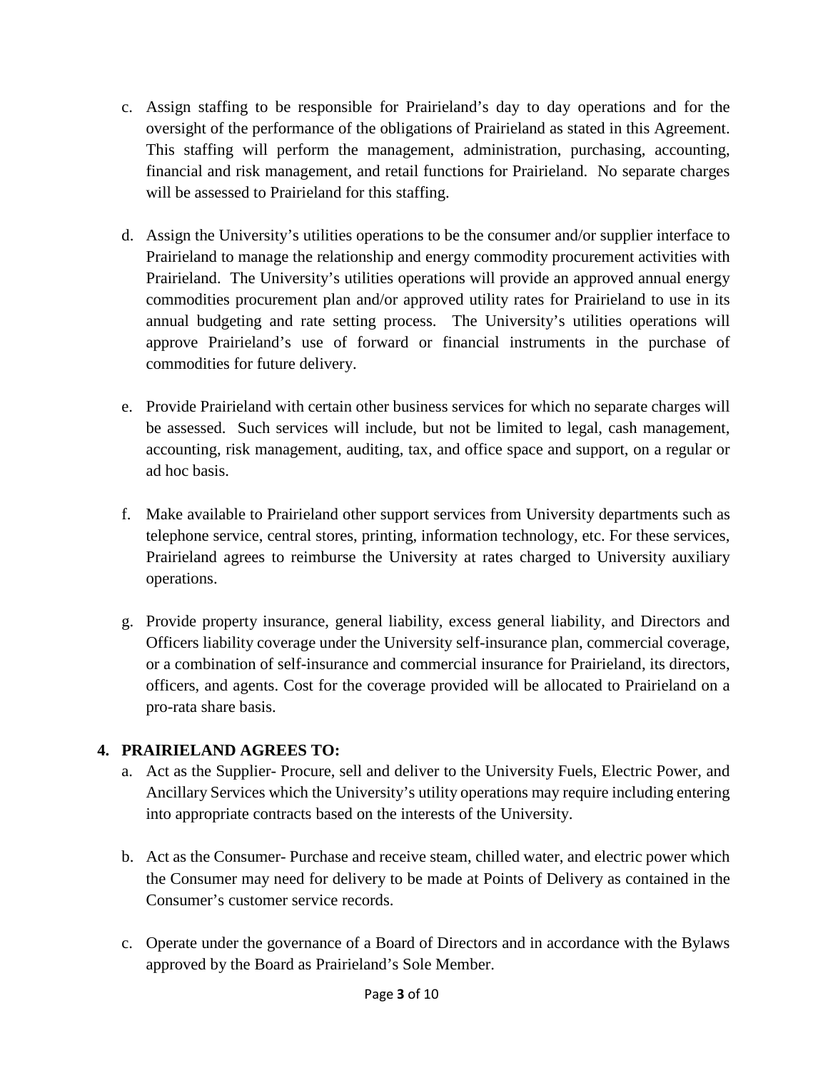c. Assign staffing to be responsible for Prairieland's day to day operations and for the oversight of the performance of the obligations of Prairieland as stated in this Agreement. This staffing will perform the management, administration, purchasing, accounting, financial and risk management, and retail functions for Prairieland. No separate charges will be assessed to Prairieland for this staffing.

d. Assign the University's utilities operations to be the consumer and/or supplier interface to Prairieland to manage the relationship and energy commodity procurement activities with Prairieland. The University's utilities operations will provide an approved annual energy commodities procurement plan and/or approved utility rates for Prairieland to use in its annual budgeting and rate setting process. The University's utilities operations will approve Prairieland's use of forward or financial instruments in the purchase of commodities for future delivery.

e. Provide Prairieland with certain other business services for which no separate charges will be assessed. Such services will include, but not be limited to legal, cash management, accounting, risk management, auditing, tax, and office space and support, on a regular or ad hoc basis.

f. Make available to Prairieland other support services from University departments such as telephone service, central stores, printing, information technology, etc. For these services, Prairieland agrees to reimburse the University at rates charged to University auxiliary operations.

g. Provide property insurance, general liability, excess general liability, and Directors and Officers liability coverage under the University self-insurance plan, commercial coverage, or a combination of self-insurance and commercial insurance for Prairieland, its directors, officers, and agents. Cost for the coverage provided will be allocated to Prairieland on a pro-rata share basis.

**4. PRAIRIELAND AGREES TO:**

a. Act as the Supplier- Procure, sell and deliver to the University Fuels, Electric Power, and Ancillary Services which the University's utility operations may require including entering into appropriate contracts based on the interests of the University.

b. Act as the Consumer- Purchase and receive steam, chilled water, and electric power which the Consumer may need for delivery to be made at Points of Delivery as contained in the Consumer's customer service records.

c. Operate under the governance of a Board of Directors and in accordance with the Bylaws approved by the Board as Prairieland's Sole Member.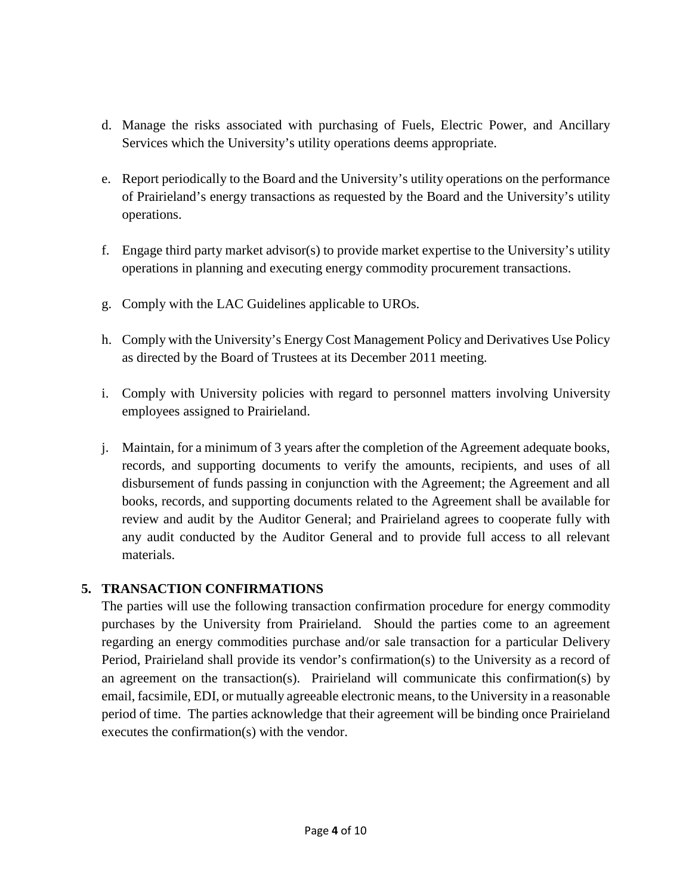d. Manage the risks associated with purchasing of Fuels, Electric Power, and Ancillary Services which the University's utility operations deems appropriate.

e. Report periodically to the Board and the University's utility operations on the performance of Prairieland's energy transactions as requested by the Board and the University's utility operations.

f. Engage third party market advisor(s) to provide market expertise to the University's utility operations in planning and executing energy commodity procurement transactions.

g. Comply with the LAC Guidelines applicable to UROs.

h. Comply with the University's Energy Cost Management Policy and Derivatives Use Policy as directed by the Board of Trustees at its December 2011 meeting.

i. Comply with University policies with regard to personnel matters involving University employees assigned to Prairieland.

j. Maintain, for a minimum of 3 years after the completion of the Agreement adequate books, records, and supporting documents to verify the amounts, recipients, and uses of all disbursement of funds passing in conjunction with the Agreement; the Agreement and all books, records, and supporting documents related to the Agreement shall be available for review and audit by the Auditor General; and Prairieland agrees to cooperate fully with any audit conducted by the Auditor General and to provide full access to all relevant materials.

## 5. TRANSACTION CONFIRMATIONS

The parties will use the following transaction confirmation procedure for energy commodity purchases by the University from Prairieland. Should the parties come to an agreement regarding an energy commodities purchase and/or sale transaction for a particular Delivery Period, Prairieland shall provide its vendor's confirmation(s) to the University as a record of an agreement on the transaction(s). Prairieland will communicate this confirmation(s) by email, facsimile, EDI, or mutually agreeable electronic means, to the University in a reasonable period of time. The parties acknowledge that their agreement will be binding once Prairieland executes the confirmation(s) with the vendor.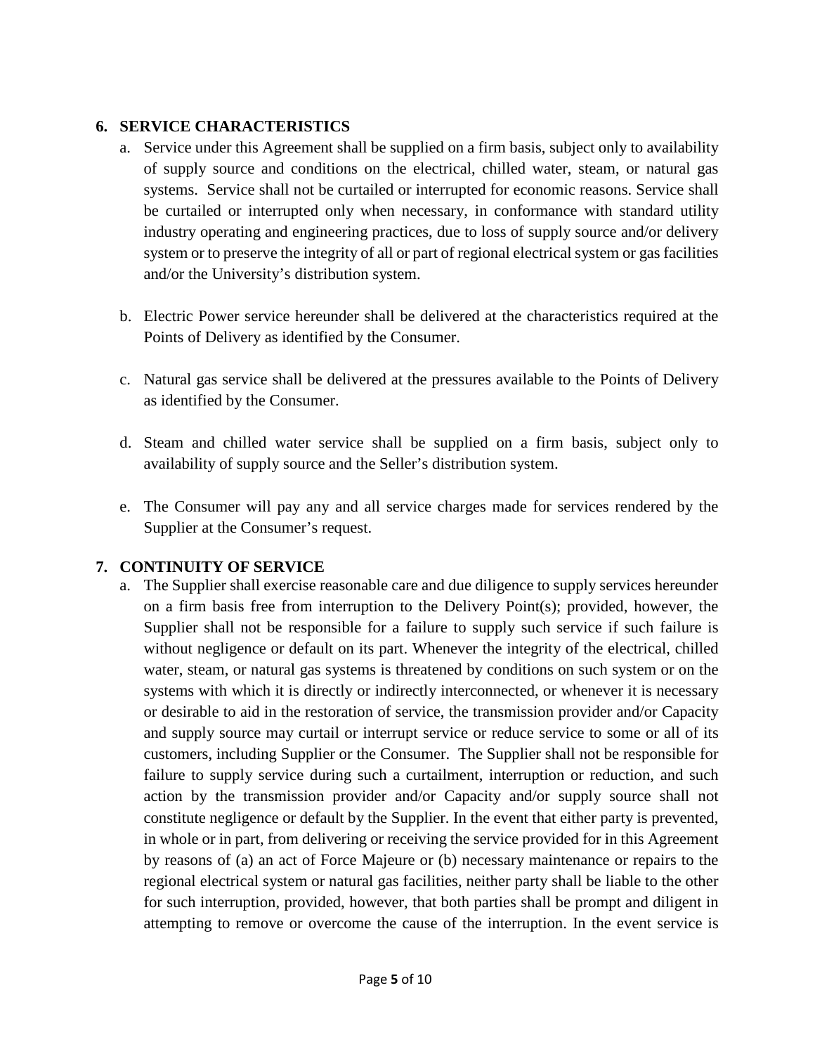## 6. SERVICE CHARACTERISTICS

a. Service under this Agreement shall be supplied on a firm basis, subject only to availability of supply source and conditions on the electrical, chilled water, steam, or natural gas systems. Service shall not be curtailed or interrupted for economic reasons. Service shall be curtailed or interrupted only when necessary, in conformance with standard utility industry operating and engineering practices, due to loss of supply source and/or delivery system or to preserve the integrity of all or part of regional electrical system or gas facilities and/or the University's distribution system.

b. Electric Power service hereunder shall be delivered at the characteristics required at the Points of Delivery as identified by the Consumer.

c. Natural gas service shall be delivered at the pressures available to the Points of Delivery as identified by the Consumer.

d. Steam and chilled water service shall be supplied on a firm basis, subject only to availability of supply source and the Seller's distribution system.

e. The Consumer will pay any and all service charges made for services rendered by the Supplier at the Consumer's request.

## 7. CONTINUITY OF SERVICE

a. The Supplier shall exercise reasonable care and due diligence to supply services hereunder on a firm basis free from interruption to the Delivery Point(s); provided, however, the Supplier shall not be responsible for a failure to supply such service if such failure is without negligence or default on its part. Whenever the integrity of the electrical, chilled water, steam, or natural gas systems is threatened by conditions on such system or on the systems with which it is directly or indirectly interconnected, or whenever it is necessary or desirable to aid in the restoration of service, the transmission provider and/or Capacity and supply source may curtail or interrupt service or reduce service to some or all of its customers, including Supplier or the Consumer. The Supplier shall not be responsible for failure to supply service during such a curtailment, interruption or reduction, and such action by the transmission provider and/or Capacity and/or supply source shall not constitute negligence or default by the Supplier. In the event that either party is prevented, in whole or in part, from delivering or receiving the service provided for in this Agreement by reasons of (a) an act of Force Majeure or (b) necessary maintenance or repairs to the regional electrical system or natural gas facilities, neither party shall be liable to the other for such interruption, provided, however, that both parties shall be prompt and diligent in attempting to remove or overcome the cause of the interruption. In the event service is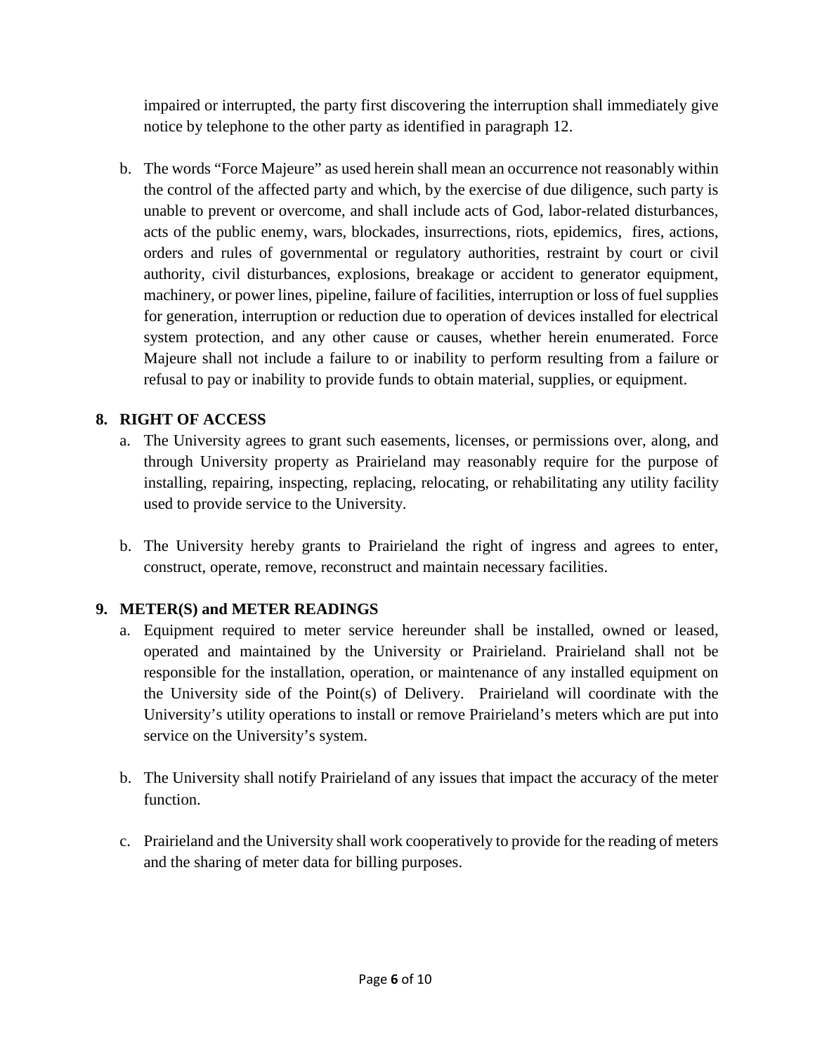impaired or interrupted, the party first discovering the interruption shall immediately give notice by telephone to the other party as identified in paragraph 12.

b. The words "Force Majeure" as used herein shall mean an occurrence not reasonably within the control of the affected party and which, by the exercise of due diligence, such party is unable to prevent or overcome, and shall include acts of God, labor-related disturbances, acts of the public enemy, wars, blockades, insurrections, riots, epidemics, fires, actions, orders and rules of governmental or regulatory authorities, restraint by court or civil authority, civil disturbances, explosions, breakage or accident to generator equipment, machinery, or power lines, pipeline, failure of facilities, interruption or loss of fuel supplies for generation, interruption or reduction due to operation of devices installed for electrical system protection, and any other cause or causes, whether herein enumerated. Force Majeure shall not include a failure to or inability to perform resulting from a failure or refusal to pay or inability to provide funds to obtain material, supplies, or equipment.

## 8. RIGHT OF ACCESS

a. The University agrees to grant such easements, licenses, or permissions over, along, and through University property as Prairieland may reasonably require for the purpose of installing, repairing, inspecting, replacing, relocating, or rehabilitating any utility facility used to provide service to the University.

b. The University hereby grants to Prairieland the right of ingress and agrees to enter, construct, operate, remove, reconstruct and maintain necessary facilities.

## 9. METER(S) and METER READINGS

a. Equipment required to meter service hereunder shall be installed, owned or leased, operated and maintained by the University or Prairieland. Prairieland shall not be responsible for the installation, operation, or maintenance of any installed equipment on the University side of the Point(s) of Delivery. Prairieland will coordinate with the University's utility operations to install or remove Prairieland's meters which are put into service on the University's system.

b. The University shall notify Prairieland of any issues that impact the accuracy of the meter function.

c. Prairieland and the University shall work cooperatively to provide for the reading of meters and the sharing of meter data for billing purposes.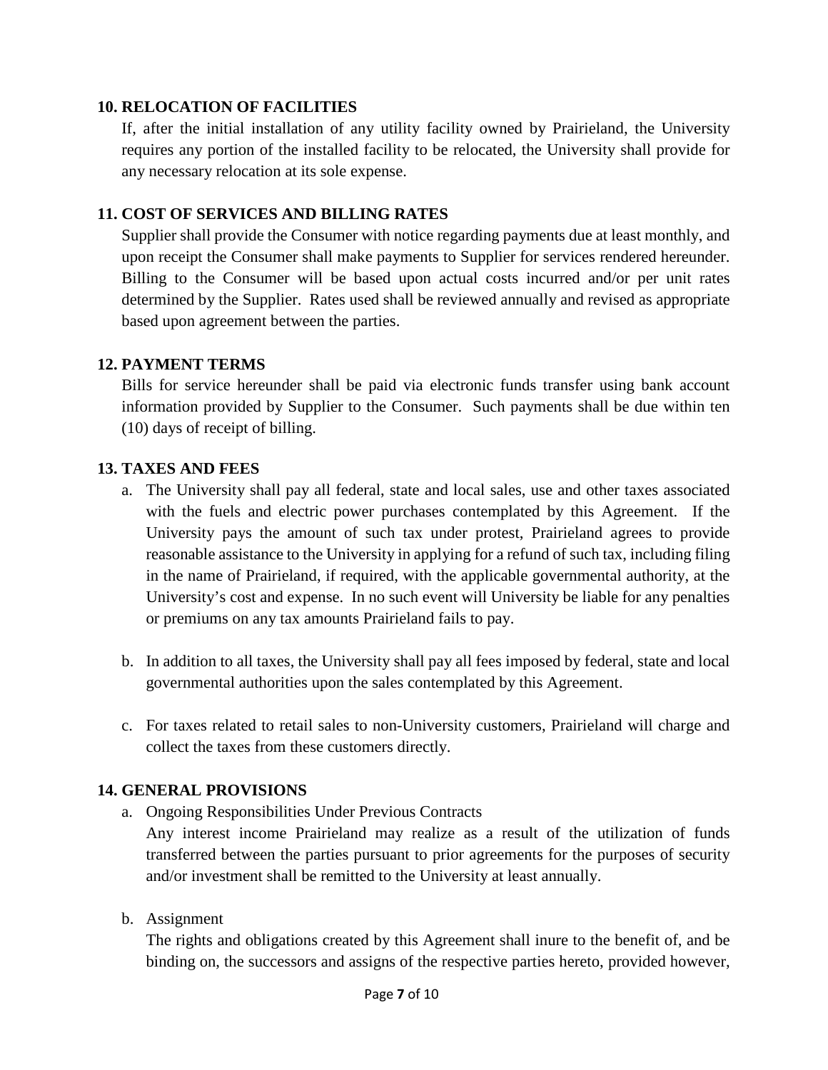## 10. RELOCATION OF FACILITIES

If, after the initial installation of any utility facility owned by Prairieland, the University requires any portion of the installed facility to be relocated, the University shall provide for any necessary relocation at its sole expense.

## 11. COST OF SERVICES AND BILLING RATES

Supplier shall provide the Consumer with notice regarding payments due at least monthly, and upon receipt the Consumer shall make payments to Supplier for services rendered hereunder. Billing to the Consumer will be based upon actual costs incurred and/or per unit rates determined by the Supplier. Rates used shall be reviewed annually and revised as appropriate based upon agreement between the parties.

## 12. PAYMENT TERMS

Bills for service hereunder shall be paid via electronic funds transfer using bank account information provided by Supplier to the Consumer. Such payments shall be due within ten (10) days of receipt of billing.

## 13. TAXES AND FEES

a. The University shall pay all federal, state and local sales, use and other taxes associated with the fuels and electric power purchases contemplated by this Agreement. If the University pays the amount of such tax under protest, Prairieland agrees to provide reasonable assistance to the University in applying for a refund of such tax, including filing in the name of Prairieland, if required, with the applicable governmental authority, at the University's cost and expense. In no such event will University be liable for any penalties or premiums on any tax amounts Prairieland fails to pay.

b. In addition to all taxes, the University shall pay all fees imposed by federal, state and local governmental authorities upon the sales contemplated by this Agreement.

c. For taxes related to retail sales to non-University customers, Prairieland will charge and collect the taxes from these customers directly.

## 14. GENERAL PROVISIONS

a. Ongoing Responsibilities Under Previous Contracts

   Any interest income Prairieland may realize as a result of the utilization of funds transferred between the parties pursuant to prior agreements for the purposes of security and/or investment shall be remitted to the University at least annually.

b. Assignment

   The rights and obligations created by this Agreement shall inure to the benefit of, and be binding on, the successors and assigns of the respective parties hereto, provided however,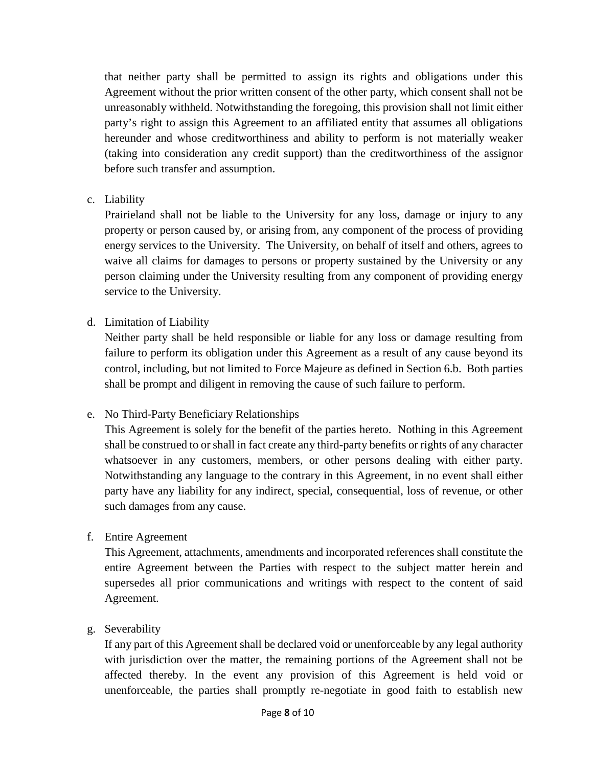that neither party shall be permitted to assign its rights and obligations under this Agreement without the prior written consent of the other party, which consent shall not be unreasonably withheld. Notwithstanding the foregoing, this provision shall not limit either party's right to assign this Agreement to an affiliated entity that assumes all obligations hereunder and whose creditworthiness and ability to perform is not materially weaker (taking into consideration any credit support) than the creditworthiness of the assignor before such transfer and assumption.

c. Liability

Prairieland shall not be liable to the University for any loss, damage or injury to any property or person caused by, or arising from, any component of the process of providing energy services to the University. The University, on behalf of itself and others, agrees to waive all claims for damages to persons or property sustained by the University or any person claiming under the University resulting from any component of providing energy service to the University.

d. Limitation of Liability

Neither party shall be held responsible or liable for any loss or damage resulting from failure to perform its obligation under this Agreement as a result of any cause beyond its control, including, but not limited to Force Majeure as defined in Section 6.b. Both parties shall be prompt and diligent in removing the cause of such failure to perform.

e. No Third-Party Beneficiary Relationships

This Agreement is solely for the benefit of the parties hereto. Nothing in this Agreement shall be construed to or shall in fact create any third-party benefits or rights of any character whatsoever in any customers, members, or other persons dealing with either party. Notwithstanding any language to the contrary in this Agreement, in no event shall either party have any liability for any indirect, special, consequential, loss of revenue, or other such damages from any cause.

f. Entire Agreement

This Agreement, attachments, amendments and incorporated references shall constitute the entire Agreement between the Parties with respect to the subject matter herein and supersedes all prior communications and writings with respect to the content of said Agreement.

g. Severability

If any part of this Agreement shall be declared void or unenforceable by any legal authority with jurisdiction over the matter, the remaining portions of the Agreement shall not be affected thereby. In the event any provision of this Agreement is held void or unenforceable, the parties shall promptly re-negotiate in good faith to establish new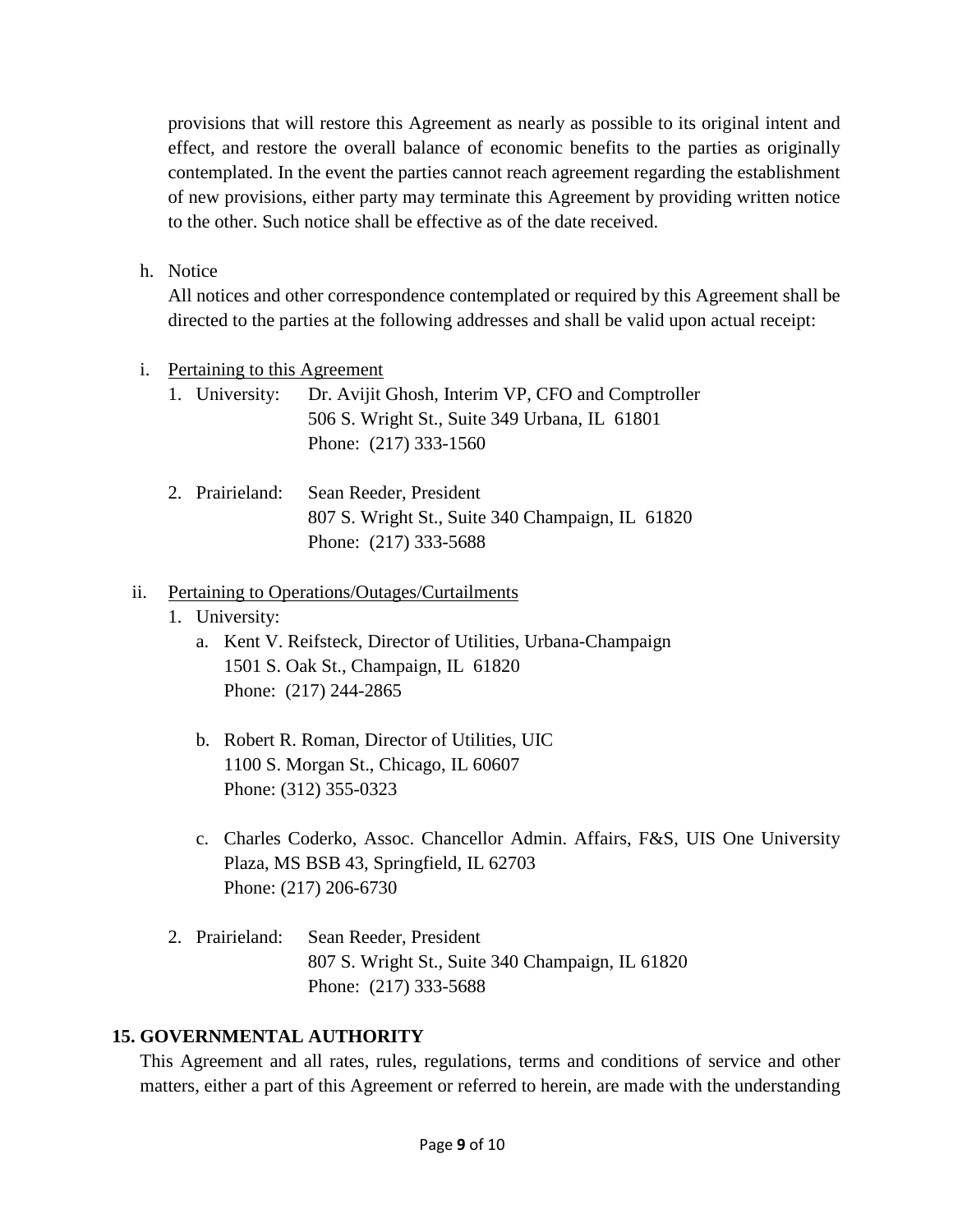provisions that will restore this Agreement as nearly as possible to its original intent and effect, and restore the overall balance of economic benefits to the parties as originally contemplated. In the event the parties cannot reach agreement regarding the establishment of new provisions, either party may terminate this Agreement by providing written notice to the other. Such notice shall be effective as of the date received.

h. Notice

   All notices and other correspondence contemplated or required by this Agreement shall be directed to the parties at the following addresses and shall be valid upon actual receipt:

i. <u>Pertaining to this Agreement</u>

   1. University: Dr. Avijit Ghosh, Interim VP, CFO and Comptroller
      506 S. Wright St., Suite 349 Urbana, IL 61801
      Phone: (217) 333-1560

   2. Prairieland: Sean Reeder, President
      807 S. Wright St., Suite 340 Champaign, IL 61820
      Phone: (217) 333-5688

ii. <u>Pertaining to Operations/Outages/Curtailments</u>

   1. University:

      a. Kent V. Reifsteck, Director of Utilities, Urbana-Champaign
         1501 S. Oak St., Champaign, IL 61820
         Phone: (217) 244-2865

      b. Robert R. Roman, Director of Utilities, UIC
         1100 S. Morgan St., Chicago, IL 60607
         Phone: (312) 355-0323

      c. Charles Coderko, Assoc. Chancellor Admin. Affairs, F&S, UIS One University Plaza, MS BSB 43, Springfield, IL 62703
         Phone: (217) 206-6730

   2. Prairieland: Sean Reeder, President
      807 S. Wright St., Suite 340 Champaign, IL 61820
      Phone: (217) 333-5688

## 15. GOVERNMENTAL AUTHORITY

This Agreement and all rates, rules, regulations, terms and conditions of service and other matters, either a part of this Agreement or referred to herein, are made with the understanding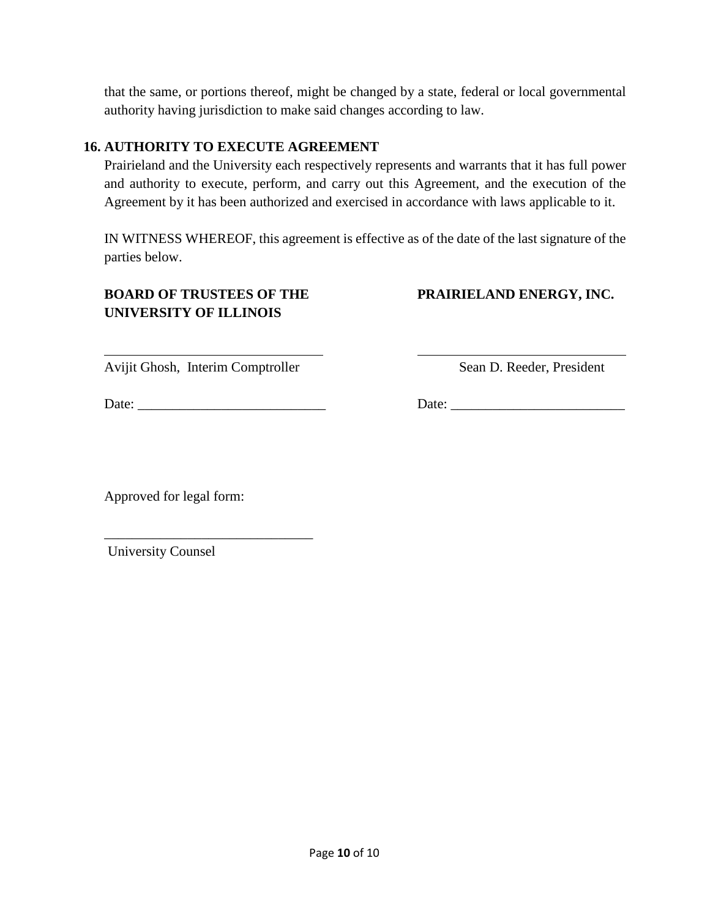that the same, or portions thereof, might be changed by a state, federal or local governmental authority having jurisdiction to make said changes according to law.

**16. AUTHORITY TO EXECUTE AGREEMENT**

Prairieland and the University each respectively represents and warrants that it has full power and authority to execute, perform, and carry out this Agreement, and the execution of the Agreement by it has been authorized and exercised in accordance with laws applicable to it.

IN WITNESS WHEREOF, this agreement is effective as of the date of the last signature of the parties below.

**BOARD OF TRUSTEES OF THE UNIVERSITY OF ILLINOIS**

\_\_\_\_\_\_\_\_\_\_\_\_\_\_\_\_\_\_\_\_\_\_\_\_\_\_\_\_\_\_\_\_
Avijit Ghosh, Interim Comptroller

Date: \_\_\_\_\_\_\_\_\_\_\_\_\_\_\_\_\_\_\_\_\_\_\_\_\_\_\_

**PRAIRIELAND ENERGY, INC.**

\_\_\_\_\_\_\_\_\_\_\_\_\_\_\_\_\_\_\_\_\_\_\_\_\_\_\_\_\_\_\_\_
Sean D. Reeder, President

Date: \_\_\_\_\_\_\_\_\_\_\_\_\_\_\_\_\_\_\_\_\_\_\_\_\_

Approved for legal form:

\_\_\_\_\_\_\_\_\_\_\_\_\_\_\_\_\_\_\_\_\_\_\_\_\_\_\_\_\_\_
University Counsel